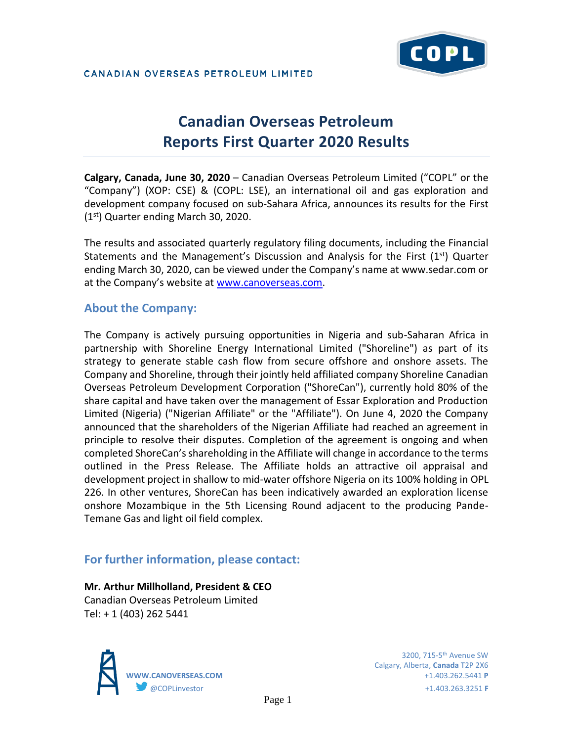CANADIAN OVERSEAS PETROLEUM LIMITED

# Canadian Overseas Petroleum Reports First Quarter 2020 Results

**Calgary, Canada, June 30, 2020** – Canadian Overseas Petroleum Limited ("COPL" or the "Company") (XOP: CSE) & (COPL: LSE), an international oil and gas exploration and development company focused on sub-Sahara Africa, announces its results for the First (1st) Quarter ending March 30, 2020.

The results and associated quarterly regulatory filing documents, including the Financial Statements and the Management's Discussion and Analysis for the First (1st) Quarter ending March 30, 2020, can be viewed under the Company's name at www.sedar.com or at the Company's website at www.canoverseas.com.

## About the Company:

The Company is actively pursuing opportunities in Nigeria and sub-Saharan Africa in partnership with Shoreline Energy International Limited ("Shoreline") as part of its strategy to generate stable cash flow from secure offshore and onshore assets. The Company and Shoreline, through their jointly held affiliated company Shoreline Canadian Overseas Petroleum Development Corporation ("ShoreCan"), currently hold 80% of the share capital and have taken over the management of Essar Exploration and Production Limited (Nigeria) ("Nigerian Affiliate" or the "Affiliate"). On June 4, 2020 the Company announced that the shareholders of the Nigerian Affiliate had reached an agreement in principle to resolve their disputes. Completion of the agreement is ongoing and when completed ShoreCan's shareholding in the Affiliate will change in accordance to the terms outlined in the Press Release. The Affiliate holds an attractive oil appraisal and development project in shallow to mid-water offshore Nigeria on its 100% holding in OPL 226. In other ventures, ShoreCan has been indicatively awarded an exploration license onshore Mozambique in the 5th Licensing Round adjacent to the producing Pande-Temane Gas and light oil field complex.

## For further information, please contact:

**Mr. Arthur Millholland, President & CEO**
Canadian Overseas Petroleum Limited
Tel: + 1 (403) 262 5441

WWW.CANOVERSEAS.COM
@COPLinvestor

3200, 715-5th Avenue SW
Calgary, Alberta, **Canada** T2P 2X6
+1.403.262.5441 **P**
+1.403.263.3251 **F**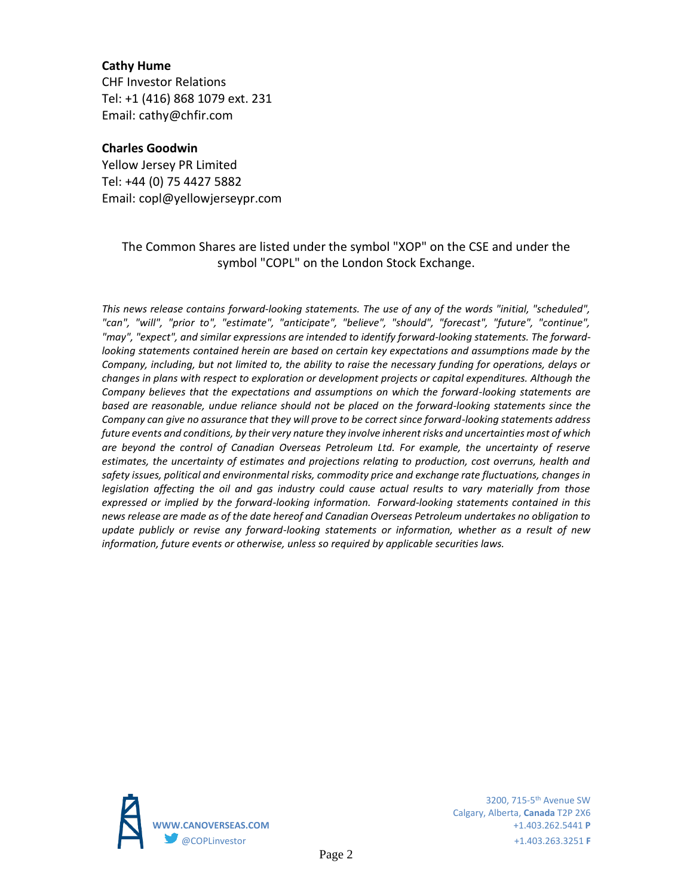**Cathy Hume**
CHF Investor Relations
Tel: +1 (416) 868 1079 ext. 231
Email: cathy@chfir.com

**Charles Goodwin**
Yellow Jersey PR Limited
Tel: +44 (0) 75 4427 5882
Email: copl@yellowjerseypr.com

The Common Shares are listed under the symbol "XOP" on the CSE and under the symbol "COPL" on the London Stock Exchange.

*This news release contains forward-looking statements. The use of any of the words "initial, "scheduled", "can", "will", "prior to", "estimate", "anticipate", "believe", "should", "forecast", "future", "continue", "may", "expect", and similar expressions are intended to identify forward-looking statements. The forward-looking statements contained herein are based on certain key expectations and assumptions made by the Company, including, but not limited to, the ability to raise the necessary funding for operations, delays or changes in plans with respect to exploration or development projects or capital expenditures. Although the Company believes that the expectations and assumptions on which the forward-looking statements are based are reasonable, undue reliance should not be placed on the forward-looking statements since the Company can give no assurance that they will prove to be correct since forward-looking statements address future events and conditions, by their very nature they involve inherent risks and uncertainties most of which are beyond the control of Canadian Overseas Petroleum Ltd. For example, the uncertainty of reserve estimates, the uncertainty of estimates and projections relating to production, cost overruns, health and safety issues, political and environmental risks, commodity price and exchange rate fluctuations, changes in legislation affecting the oil and gas industry could cause actual results to vary materially from those expressed or implied by the forward-looking information. Forward-looking statements contained in this news release are made as of the date hereof and Canadian Overseas Petroleum undertakes no obligation to update publicly or revise any forward-looking statements or information, whether as a result of new information, future events or otherwise, unless so required by applicable securities laws.*

WWW.CANOVERSEAS.COM
@COPLinvestor

3200, 715-5th Avenue SW
Calgary, Alberta, **Canada** T2P 2X6
+1.403.262.5441 **P**
+1.403.263.3251 **F**